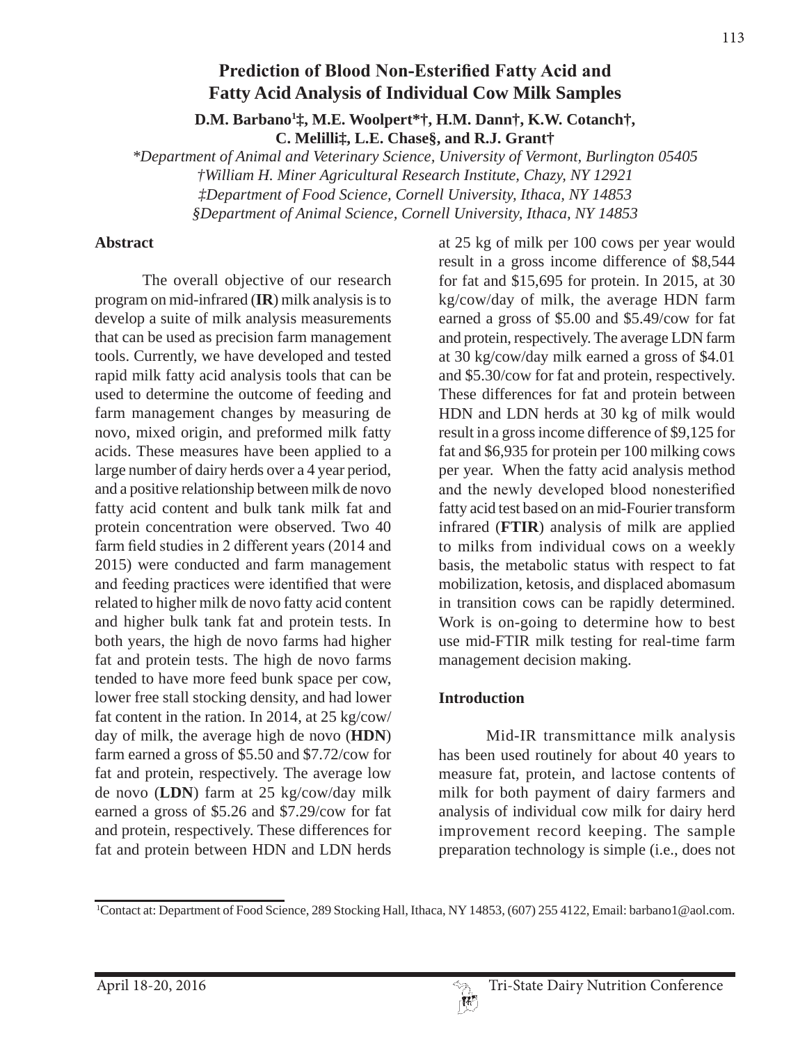# Prediction of Blood Non-Esterified Fatty Acid and Fatty Acid Analysis of Individual Cow Milk Samples

**D.M. Barbano[1]‡, M.E. Woolpert*†, H.M. Dann†, K.W. Cotanch†, C. Melilli‡, L.E. Chase§, and R.J. Grant†**

*\*Department of Animal and Veterinary Science, University of Vermont, Burlington 05405*
*†William H. Miner Agricultural Research Institute, Chazy, NY 12921*
*‡Department of Food Science, Cornell University, Ithaca, NY 14853*
*§Department of Animal Science, Cornell University, Ithaca, NY 14853*

## Abstract

The overall objective of our research program on mid-infrared (**IR**) milk analysis is to develop a suite of milk analysis measurements that can be used as precision farm management tools. Currently, we have developed and tested rapid milk fatty acid analysis tools that can be used to determine the outcome of feeding and farm management changes by measuring de novo, mixed origin, and preformed milk fatty acids. These measures have been applied to a large number of dairy herds over a 4 year period, and a positive relationship between milk de novo fatty acid content and bulk tank milk fat and protein concentration were observed. Two 40 farm field studies in 2 different years (2014 and 2015) were conducted and farm management and feeding practices were identified that were related to higher milk de novo fatty acid content and higher bulk tank fat and protein tests. In both years, the high de novo farms had higher fat and protein tests. The high de novo farms tended to have more feed bunk space per cow, lower free stall stocking density, and had lower fat content in the ration. In 2014, at 25 kg/cow/day of milk, the average high de novo (**HDN**) farm earned a gross of $5.50 and $7.72/cow for fat and protein, respectively. The average low de novo (**LDN**) farm at 25 kg/cow/day milk earned a gross of $5.26 and $7.29/cow for fat and protein, respectively. These differences for fat and protein between HDN and LDN herds at 25 kg of milk per 100 cows per year would result in a gross income difference of $8,544 for fat and $15,695 for protein. In 2015, at 30 kg/cow/day of milk, the average HDN farm earned a gross of $5.00 and $5.49/cow for fat and protein, respectively. The average LDN farm at 30 kg/cow/day milk earned a gross of $4.01 and $5.30/cow for fat and protein, respectively. These differences for fat and protein between HDN and LDN herds at 30 kg of milk would result in a gross income difference of $9,125 for fat and $6,935 for protein per 100 milking cows per year. When the fatty acid analysis method and the newly developed blood nonesterified fatty acid test based on an mid-Fourier transform infrared (**FTIR**) analysis of milk are applied to milks from individual cows on a weekly basis, the metabolic status with respect to fat mobilization, ketosis, and displaced abomasum in transition cows can be rapidly determined. Work is on-going to determine how to best use mid-FTIR milk testing for real-time farm management decision making.

## Introduction

Mid-IR transmittance milk analysis has been used routinely for about 40 years to measure fat, protein, and lactose contents of milk for both payment of dairy farmers and analysis of individual cow milk for dairy herd improvement record keeping. The sample preparation technology is simple (i.e., does not

[1]Contact at: Department of Food Science, 289 Stocking Hall, Ithaca, NY 14853, (607) 255 4122, Email: barbano1@aol.com.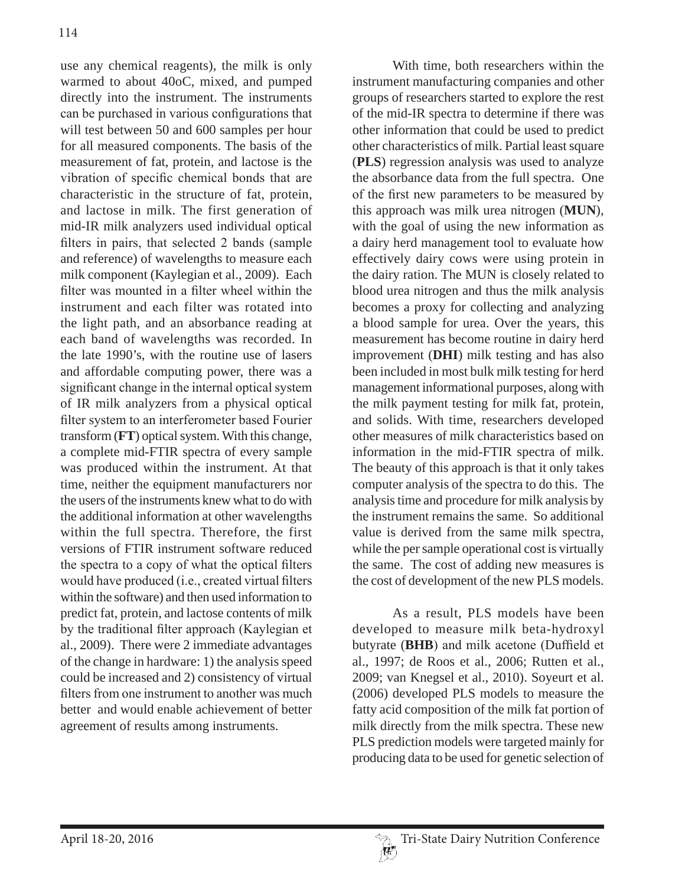use any chemical reagents), the milk is only warmed to about 40oC, mixed, and pumped directly into the instrument. The instruments can be purchased in various configurations that will test between 50 and 600 samples per hour for all measured components. The basis of the measurement of fat, protein, and lactose is the vibration of specific chemical bonds that are characteristic in the structure of fat, protein, and lactose in milk. The first generation of mid-IR milk analyzers used individual optical filters in pairs, that selected 2 bands (sample and reference) of wavelengths to measure each milk component (Kaylegian et al., 2009). Each filter was mounted in a filter wheel within the instrument and each filter was rotated into the light path, and an absorbance reading at each band of wavelengths was recorded. In the late 1990's, with the routine use of lasers and affordable computing power, there was a significant change in the internal optical system of IR milk analyzers from a physical optical filter system to an interferometer based Fourier transform (**FT**) optical system. With this change, a complete mid-FTIR spectra of every sample was produced within the instrument. At that time, neither the equipment manufacturers nor the users of the instruments knew what to do with the additional information at other wavelengths within the full spectra. Therefore, the first versions of FTIR instrument software reduced the spectra to a copy of what the optical filters would have produced (i.e., created virtual filters within the software) and then used information to predict fat, protein, and lactose contents of milk by the traditional filter approach (Kaylegian et al., 2009). There were 2 immediate advantages of the change in hardware: 1) the analysis speed could be increased and 2) consistency of virtual filters from one instrument to another was much better and would enable achievement of better agreement of results among instruments.

With time, both researchers within the instrument manufacturing companies and other groups of researchers started to explore the rest of the mid-IR spectra to determine if there was other information that could be used to predict other characteristics of milk. Partial least square (**PLS**) regression analysis was used to analyze the absorbance data from the full spectra. One of the first new parameters to be measured by this approach was milk urea nitrogen (**MUN**), with the goal of using the new information as a dairy herd management tool to evaluate how effectively dairy cows were using protein in the dairy ration. The MUN is closely related to blood urea nitrogen and thus the milk analysis becomes a proxy for collecting and analyzing a blood sample for urea. Over the years, this measurement has become routine in dairy herd improvement (**DHI**) milk testing and has also been included in most bulk milk testing for herd management informational purposes, along with the milk payment testing for milk fat, protein, and solids. With time, researchers developed other measures of milk characteristics based on information in the mid-FTIR spectra of milk. The beauty of this approach is that it only takes computer analysis of the spectra to do this. The analysis time and procedure for milk analysis by the instrument remains the same. So additional value is derived from the same milk spectra, while the per sample operational cost is virtually the same. The cost of adding new measures is the cost of development of the new PLS models.

As a result, PLS models have been developed to measure milk beta-hydroxyl butyrate (**BHB**) and milk acetone (Duffield et al., 1997; de Roos et al., 2006; Rutten et al., 2009; van Knegsel et al., 2010). Soyeurt et al. (2006) developed PLS models to measure the fatty acid composition of the milk fat portion of milk directly from the milk spectra. These new PLS prediction models were targeted mainly for producing data to be used for genetic selection of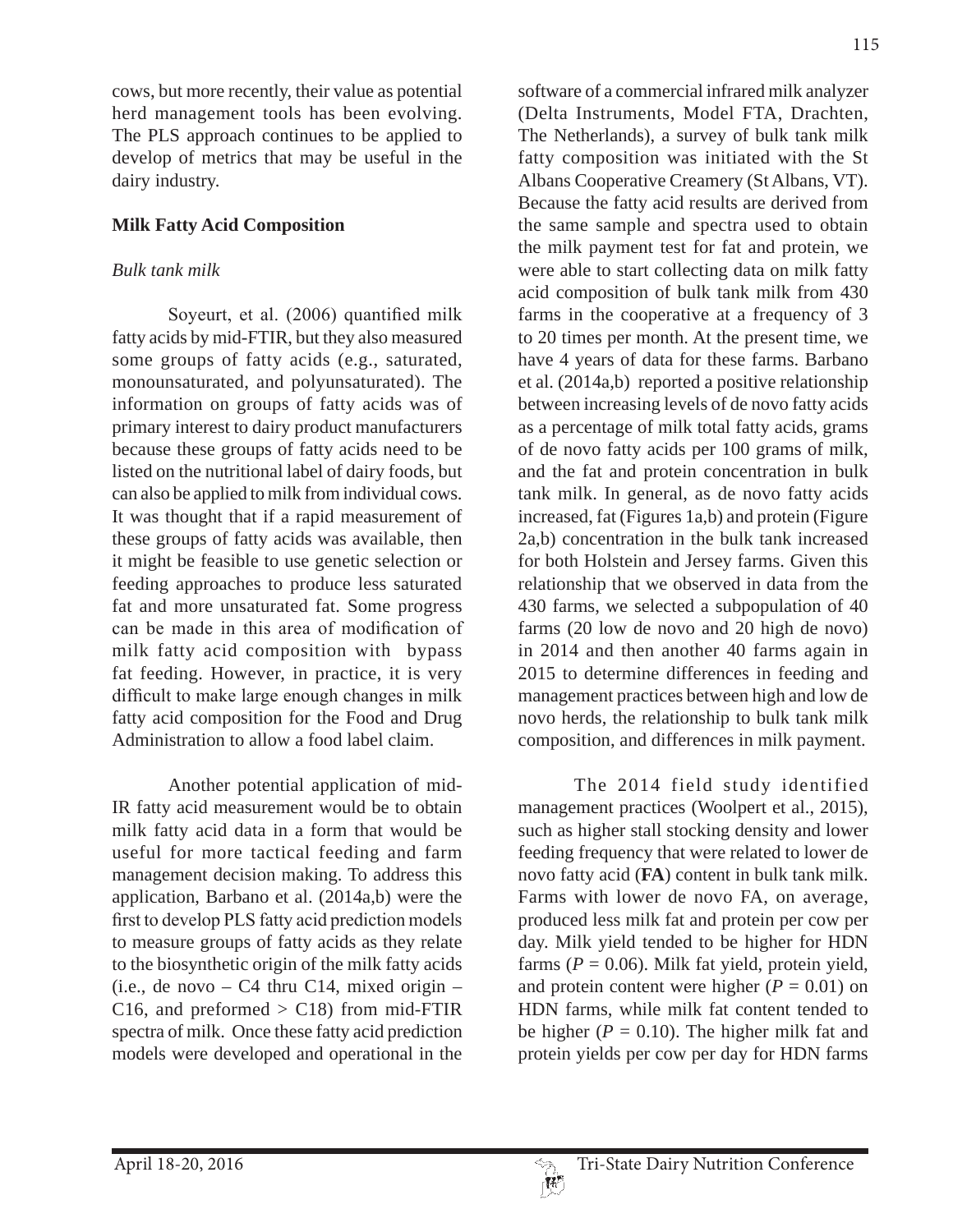cows, but more recently, their value as potential herd management tools has been evolving. The PLS approach continues to be applied to develop of metrics that may be useful in the dairy industry.

## Milk Fatty Acid Composition

### *Bulk tank milk*

Soyeurt, et al. (2006) quantified milk fatty acids by mid-FTIR, but they also measured some groups of fatty acids (e.g., saturated, monounsaturated, and polyunsaturated). The information on groups of fatty acids was of primary interest to dairy product manufacturers because these groups of fatty acids need to be listed on the nutritional label of dairy foods, but can also be applied to milk from individual cows. It was thought that if a rapid measurement of these groups of fatty acids was available, then it might be feasible to use genetic selection or feeding approaches to produce less saturated fat and more unsaturated fat. Some progress can be made in this area of modification of milk fatty acid composition with bypass fat feeding. However, in practice, it is very difficult to make large enough changes in milk fatty acid composition for the Food and Drug Administration to allow a food label claim.

Another potential application of mid-IR fatty acid measurement would be to obtain milk fatty acid data in a form that would be useful for more tactical feeding and farm management decision making. To address this application, Barbano et al. (2014a,b) were the first to develop PLS fatty acid prediction models to measure groups of fatty acids as they relate to the biosynthetic origin of the milk fatty acids (i.e., de novo – C4 thru C14, mixed origin – C16, and preformed > C18) from mid-FTIR spectra of milk. Once these fatty acid prediction models were developed and operational in the software of a commercial infrared milk analyzer (Delta Instruments, Model FTA, Drachten, The Netherlands), a survey of bulk tank milk fatty composition was initiated with the St Albans Cooperative Creamery (St Albans, VT). Because the fatty acid results are derived from the same sample and spectra used to obtain the milk payment test for fat and protein, we were able to start collecting data on milk fatty acid composition of bulk tank milk from 430 farms in the cooperative at a frequency of 3 to 20 times per month. At the present time, we have 4 years of data for these farms. Barbano et al. (2014a,b) reported a positive relationship between increasing levels of de novo fatty acids as a percentage of milk total fatty acids, grams of de novo fatty acids per 100 grams of milk, and the fat and protein concentration in bulk tank milk. In general, as de novo fatty acids increased, fat (Figures 1a,b) and protein (Figure 2a,b) concentration in the bulk tank increased for both Holstein and Jersey farms. Given this relationship that we observed in data from the 430 farms, we selected a subpopulation of 40 farms (20 low de novo and 20 high de novo) in 2014 and then another 40 farms again in 2015 to determine differences in feeding and management practices between high and low de novo herds, the relationship to bulk tank milk composition, and differences in milk payment.

The 2014 field study identified management practices (Woolpert et al., 2015), such as higher stall stocking density and lower feeding frequency that were related to lower de novo fatty acid (**FA**) content in bulk tank milk. Farms with lower de novo FA, on average, produced less milk fat and protein per cow per day. Milk yield tended to be higher for HDN farms ($P = 0.06$). Milk fat yield, protein yield, and protein content were higher ($P = 0.01$) on HDN farms, while milk fat content tended to be higher ($P = 0.10$). The higher milk fat and protein yields per cow per day for HDN farms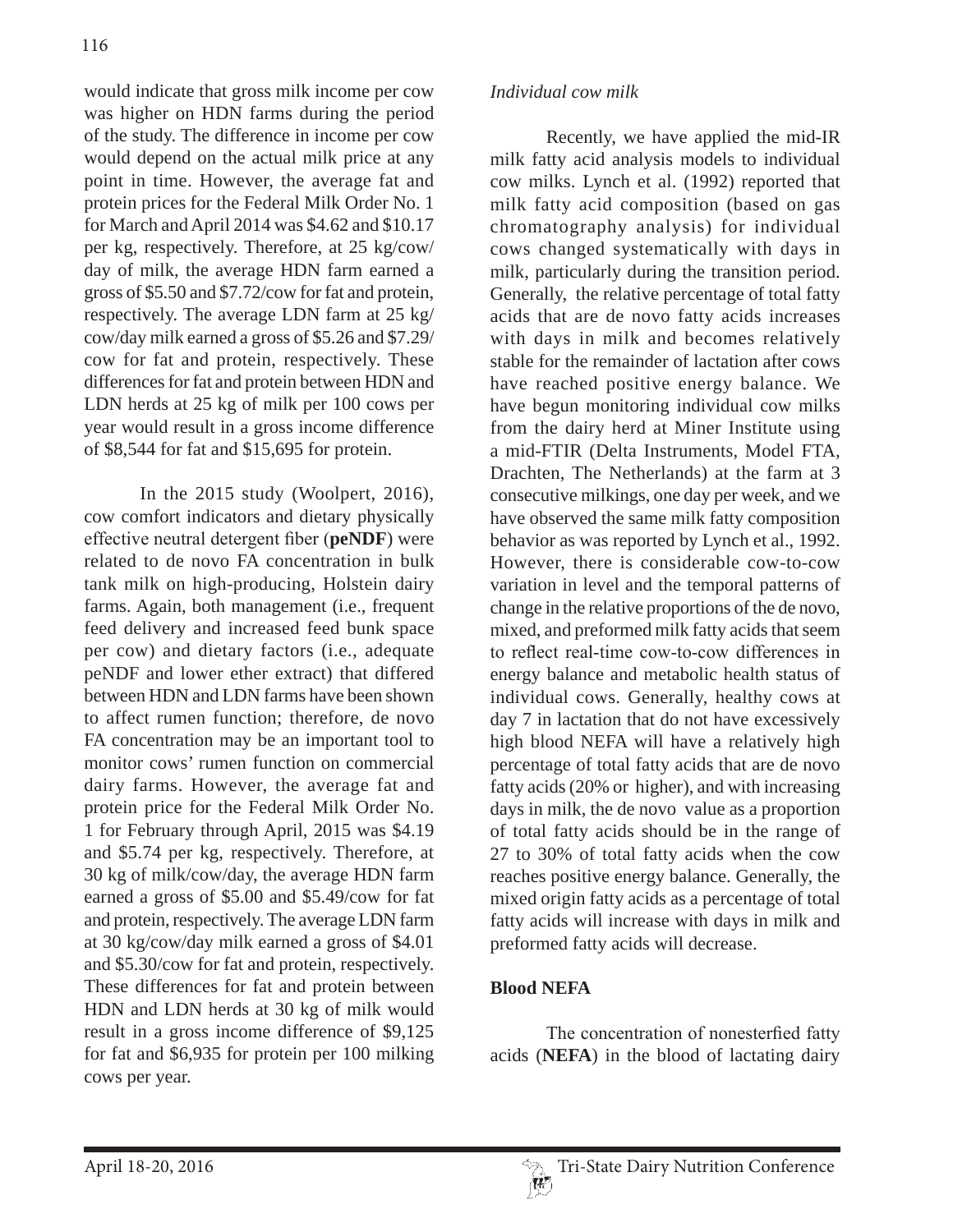would indicate that gross milk income per cow was higher on HDN farms during the period of the study. The difference in income per cow would depend on the actual milk price at any point in time. However, the average fat and protein prices for the Federal Milk Order No. 1 for March and April 2014 was $4.62 and $10.17 per kg, respectively. Therefore, at 25 kg/cow/day of milk, the average HDN farm earned a gross of $5.50 and $7.72/cow for fat and protein, respectively. The average LDN farm at 25 kg/cow/day milk earned a gross of $5.26 and $7.29/cow for fat and protein, respectively. These differences for fat and protein between HDN and LDN herds at 25 kg of milk per 100 cows per year would result in a gross income difference of $8,544 for fat and $15,695 for protein.

In the 2015 study (Woolpert, 2016), cow comfort indicators and dietary physically effective neutral detergent fiber (**peNDF**) were related to de novo FA concentration in bulk tank milk on high-producing, Holstein dairy farms. Again, both management (i.e., frequent feed delivery and increased feed bunk space per cow) and dietary factors (i.e., adequate peNDF and lower ether extract) that differed between HDN and LDN farms have been shown to affect rumen function; therefore, de novo FA concentration may be an important tool to monitor cows' rumen function on commercial dairy farms. However, the average fat and protein price for the Federal Milk Order No. 1 for February through April, 2015 was $4.19 and $5.74 per kg, respectively. Therefore, at 30 kg of milk/cow/day, the average HDN farm earned a gross of $5.00 and $5.49/cow for fat and protein, respectively. The average LDN farm at 30 kg/cow/day milk earned a gross of $4.01 and $5.30/cow for fat and protein, respectively. These differences for fat and protein between HDN and LDN herds at 30 kg of milk would result in a gross income difference of $9,125 for fat and $6,935 for protein per 100 milking cows per year.

*Individual cow milk*

Recently, we have applied the mid-IR milk fatty acid analysis models to individual cow milks. Lynch et al. (1992) reported that milk fatty acid composition (based on gas chromatography analysis) for individual cows changed systematically with days in milk, particularly during the transition period. Generally, the relative percentage of total fatty acids that are de novo fatty acids increases with days in milk and becomes relatively stable for the remainder of lactation after cows have reached positive energy balance. We have begun monitoring individual cow milks from the dairy herd at Miner Institute using a mid-FTIR (Delta Instruments, Model FTA, Drachten, The Netherlands) at the farm at 3 consecutive milkings, one day per week, and we have observed the same milk fatty composition behavior as was reported by Lynch et al., 1992. However, there is considerable cow-to-cow variation in level and the temporal patterns of change in the relative proportions of the de novo, mixed, and preformed milk fatty acids that seem to reflect real-time cow-to-cow differences in energy balance and metabolic health status of individual cows. Generally, healthy cows at day 7 in lactation that do not have excessively high blood NEFA will have a relatively high percentage of total fatty acids that are de novo fatty acids (20% or higher), and with increasing days in milk, the de novo value as a proportion of total fatty acids should be in the range of 27 to 30% of total fatty acids when the cow reaches positive energy balance. Generally, the mixed origin fatty acids as a percentage of total fatty acids will increase with days in milk and preformed fatty acids will decrease.

## Blood NEFA

The concentration of nonesterfied fatty acids (**NEFA**) in the blood of lactating dairy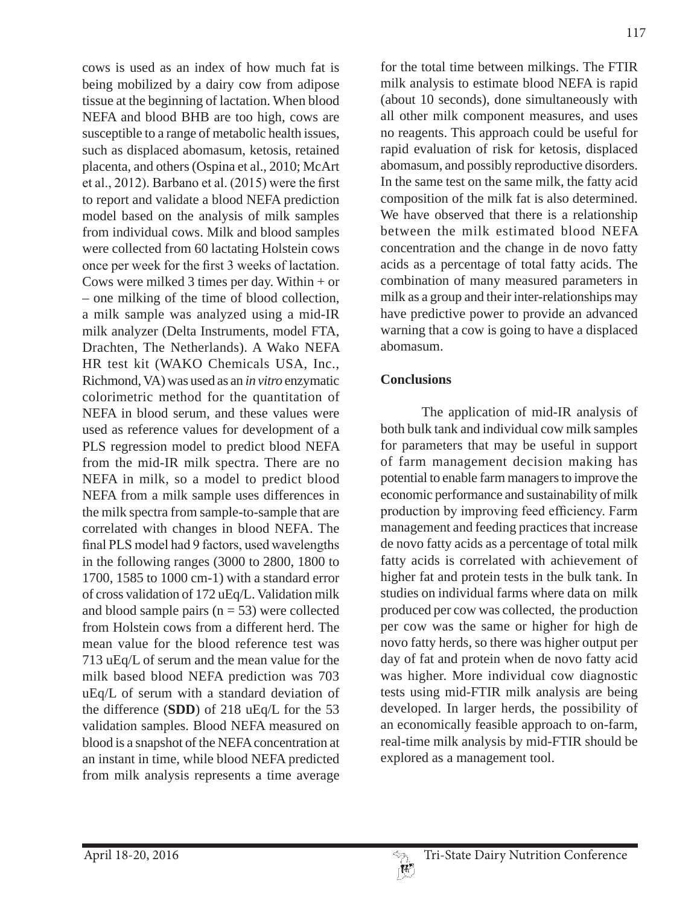cows is used as an index of how much fat is being mobilized by a dairy cow from adipose tissue at the beginning of lactation. When blood NEFA and blood BHB are too high, cows are susceptible to a range of metabolic health issues, such as displaced abomasum, ketosis, retained placenta, and others (Ospina et al., 2010; McArt et al., 2012). Barbano et al. (2015) were the first to report and validate a blood NEFA prediction model based on the analysis of milk samples from individual cows. Milk and blood samples were collected from 60 lactating Holstein cows once per week for the first 3 weeks of lactation. Cows were milked 3 times per day. Within + or – one milking of the time of blood collection, a milk sample was analyzed using a mid-IR milk analyzer (Delta Instruments, model FTA, Drachten, The Netherlands). A Wako NEFA HR test kit (WAKO Chemicals USA, Inc., Richmond, VA) was used as an *in vitro* enzymatic colorimetric method for the quantitation of NEFA in blood serum, and these values were used as reference values for development of a PLS regression model to predict blood NEFA from the mid-IR milk spectra. There are no NEFA in milk, so a model to predict blood NEFA from a milk sample uses differences in the milk spectra from sample-to-sample that are correlated with changes in blood NEFA. The final PLS model had 9 factors, used wavelengths in the following ranges (3000 to 2800, 1800 to 1700, 1585 to 1000 cm-1) with a standard error of cross validation of 172 uEq/L. Validation milk and blood sample pairs (n = 53) were collected from Holstein cows from a different herd. The mean value for the blood reference test was 713 uEq/L of serum and the mean value for the milk based blood NEFA prediction was 703 uEq/L of serum with a standard deviation of the difference (**SDD**) of 218 uEq/L for the 53 validation samples. Blood NEFA measured on blood is a snapshot of the NEFA concentration at an instant in time, while blood NEFA predicted from milk analysis represents a time average for the total time between milkings. The FTIR milk analysis to estimate blood NEFA is rapid (about 10 seconds), done simultaneously with all other milk component measures, and uses no reagents. This approach could be useful for rapid evaluation of risk for ketosis, displaced abomasum, and possibly reproductive disorders. In the same test on the same milk, the fatty acid composition of the milk fat is also determined. We have observed that there is a relationship between the milk estimated blood NEFA concentration and the change in de novo fatty acids as a percentage of total fatty acids. The combination of many measured parameters in milk as a group and their inter-relationships may have predictive power to provide an advanced warning that a cow is going to have a displaced abomasum.

## Conclusions

The application of mid-IR analysis of both bulk tank and individual cow milk samples for parameters that may be useful in support of farm management decision making has potential to enable farm managers to improve the economic performance and sustainability of milk production by improving feed efficiency. Farm management and feeding practices that increase de novo fatty acids as a percentage of total milk fatty acids is correlated with achievement of higher fat and protein tests in the bulk tank. In studies on individual farms where data on milk produced per cow was collected, the production per cow was the same or higher for high de novo fatty herds, so there was higher output per day of fat and protein when de novo fatty acid was higher. More individual cow diagnostic tests using mid-FTIR milk analysis are being developed. In larger herds, the possibility of an economically feasible approach to on-farm, real-time milk analysis by mid-FTIR should be explored as a management tool.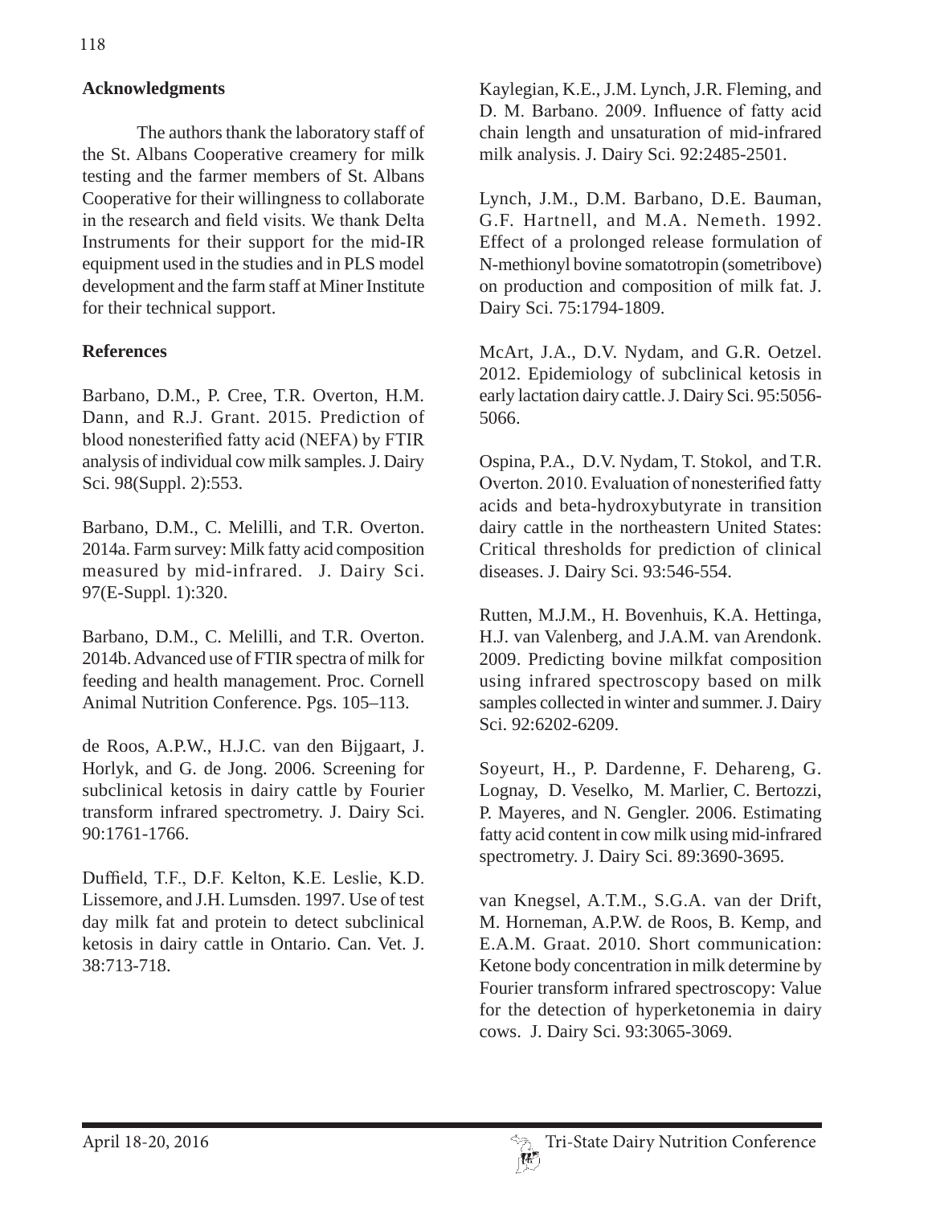## Acknowledgments

The authors thank the laboratory staff of the St. Albans Cooperative creamery for milk testing and the farmer members of St. Albans Cooperative for their willingness to collaborate in the research and field visits. We thank Delta Instruments for their support for the mid-IR equipment used in the studies and in PLS model development and the farm staff at Miner Institute for their technical support.

## References

Barbano, D.M., P. Cree, T.R. Overton, H.M. Dann, and R.J. Grant. 2015. Prediction of blood nonesterified fatty acid (NEFA) by FTIR analysis of individual cow milk samples. J. Dairy Sci. 98(Suppl. 2):553.

Barbano, D.M., C. Melilli, and T.R. Overton. 2014a. Farm survey: Milk fatty acid composition measured by mid-infrared. J. Dairy Sci. 97(E-Suppl. 1):320.

Barbano, D.M., C. Melilli, and T.R. Overton. 2014b. Advanced use of FTIR spectra of milk for feeding and health management. Proc. Cornell Animal Nutrition Conference. Pgs. 105–113.

de Roos, A.P.W., H.J.C. van den Bijgaart, J. Horlyk, and G. de Jong. 2006. Screening for subclinical ketosis in dairy cattle by Fourier transform infrared spectrometry. J. Dairy Sci. 90:1761-1766.

Duffield, T.F., D.F. Kelton, K.E. Leslie, K.D. Lissemore, and J.H. Lumsden. 1997. Use of test day milk fat and protein to detect subclinical ketosis in dairy cattle in Ontario. Can. Vet. J. 38:713-718.

Kaylegian, K.E., J.M. Lynch, J.R. Fleming, and D. M. Barbano. 2009. Influence of fatty acid chain length and unsaturation of mid-infrared milk analysis. J. Dairy Sci. 92:2485-2501.

Lynch, J.M., D.M. Barbano, D.E. Bauman, G.F. Hartnell, and M.A. Nemeth. 1992. Effect of a prolonged release formulation of N-methionyl bovine somatotropin (sometribove) on production and composition of milk fat. J. Dairy Sci. 75:1794-1809.

McArt, J.A., D.V. Nydam, and G.R. Oetzel. 2012. Epidemiology of subclinical ketosis in early lactation dairy cattle. J. Dairy Sci. 95:5056-5066.

Ospina, P.A., D.V. Nydam, T. Stokol, and T.R. Overton. 2010. Evaluation of nonesterified fatty acids and beta-hydroxybutyrate in transition dairy cattle in the northeastern United States: Critical thresholds for prediction of clinical diseases. J. Dairy Sci. 93:546-554.

Rutten, M.J.M., H. Bovenhuis, K.A. Hettinga, H.J. van Valenberg, and J.A.M. van Arendonk. 2009. Predicting bovine milkfat composition using infrared spectroscopy based on milk samples collected in winter and summer. J. Dairy Sci. 92:6202-6209.

Soyeurt, H., P. Dardenne, F. Dehareng, G. Lognay, D. Veselko, M. Marlier, C. Bertozzi, P. Mayeres, and N. Gengler. 2006. Estimating fatty acid content in cow milk using mid-infrared spectrometry. J. Dairy Sci. 89:3690-3695.

van Knegsel, A.T.M., S.G.A. van der Drift, M. Horneman, A.P.W. de Roos, B. Kemp, and E.A.M. Graat. 2010. Short communication: Ketone body concentration in milk determine by Fourier transform infrared spectroscopy: Value for the detection of hyperketonemia in dairy cows. J. Dairy Sci. 93:3065-3069.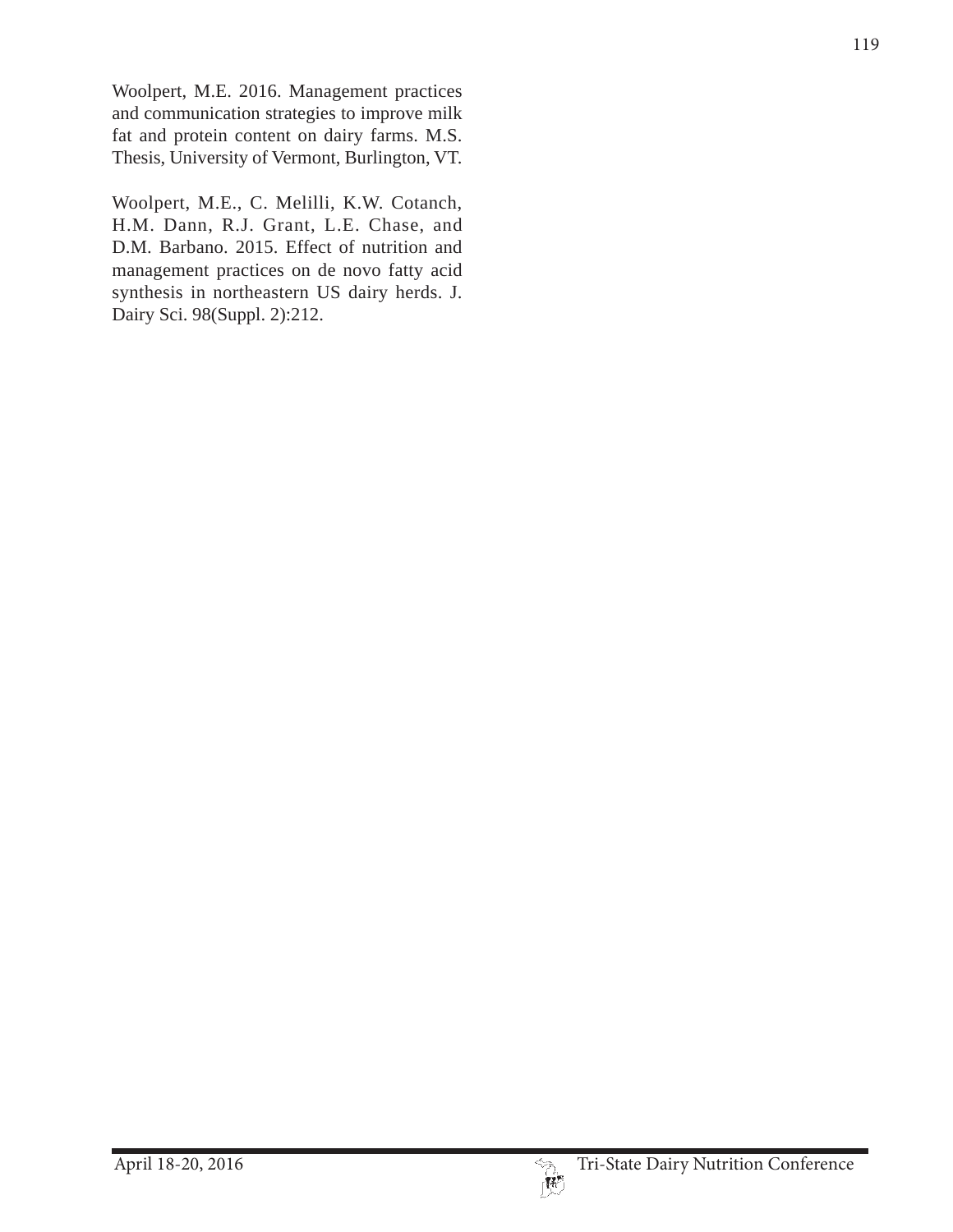Woolpert, M.E. 2016. Management practices and communication strategies to improve milk fat and protein content on dairy farms. M.S. Thesis, University of Vermont, Burlington, VT.

Woolpert, M.E., C. Melilli, K.W. Cotanch, H.M. Dann, R.J. Grant, L.E. Chase, and D.M. Barbano. 2015. Effect of nutrition and management practices on de novo fatty acid synthesis in northeastern US dairy herds. J. Dairy Sci. 98(Suppl. 2):212.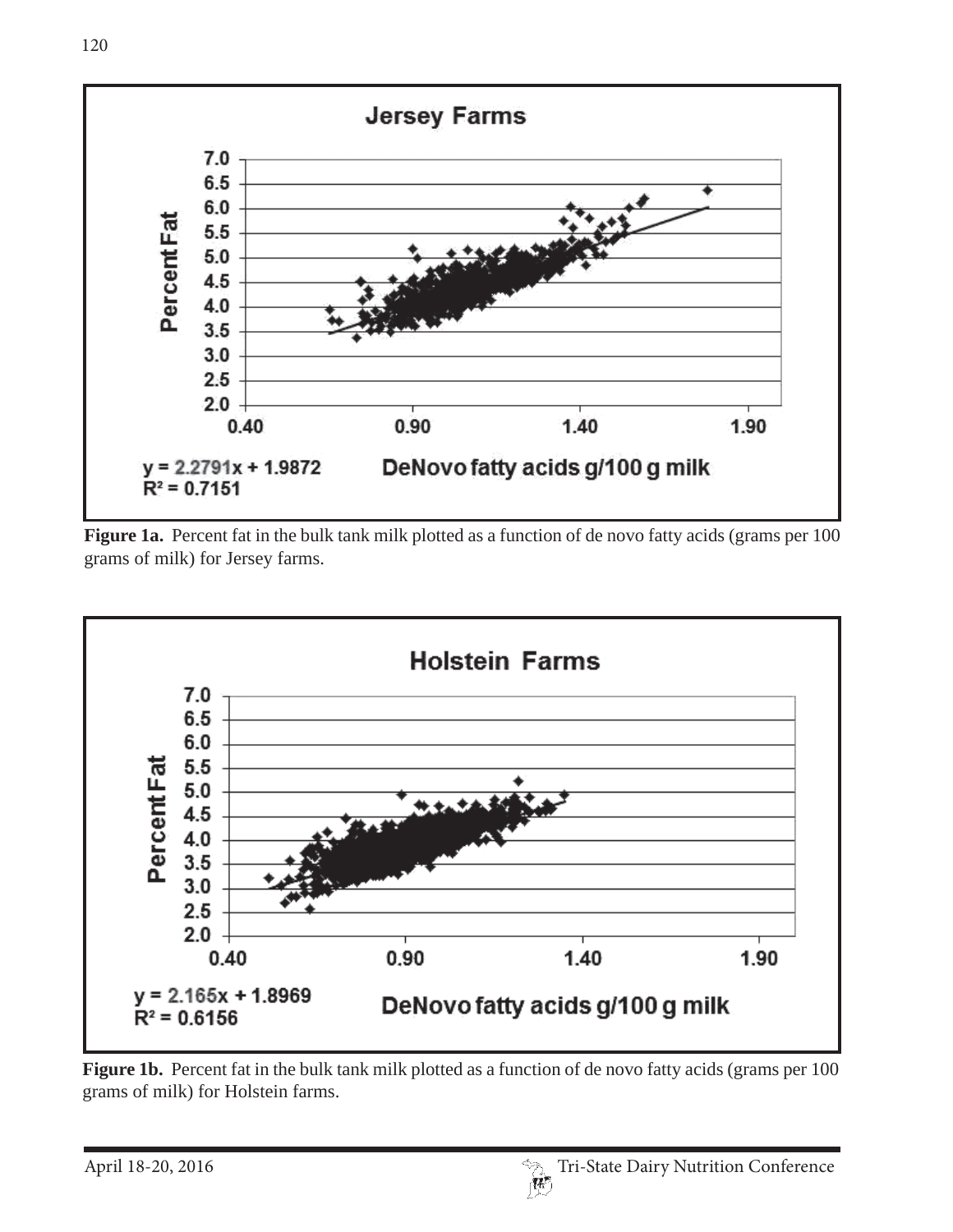**Figure 1a.** Percent fat in the bulk tank milk plotted as a function of de novo fatty acids (grams per 100 grams of milk) for Jersey farms.

**Figure 1b.** Percent fat in the bulk tank milk plotted as a function of de novo fatty acids (grams per 100 grams of milk) for Holstein farms.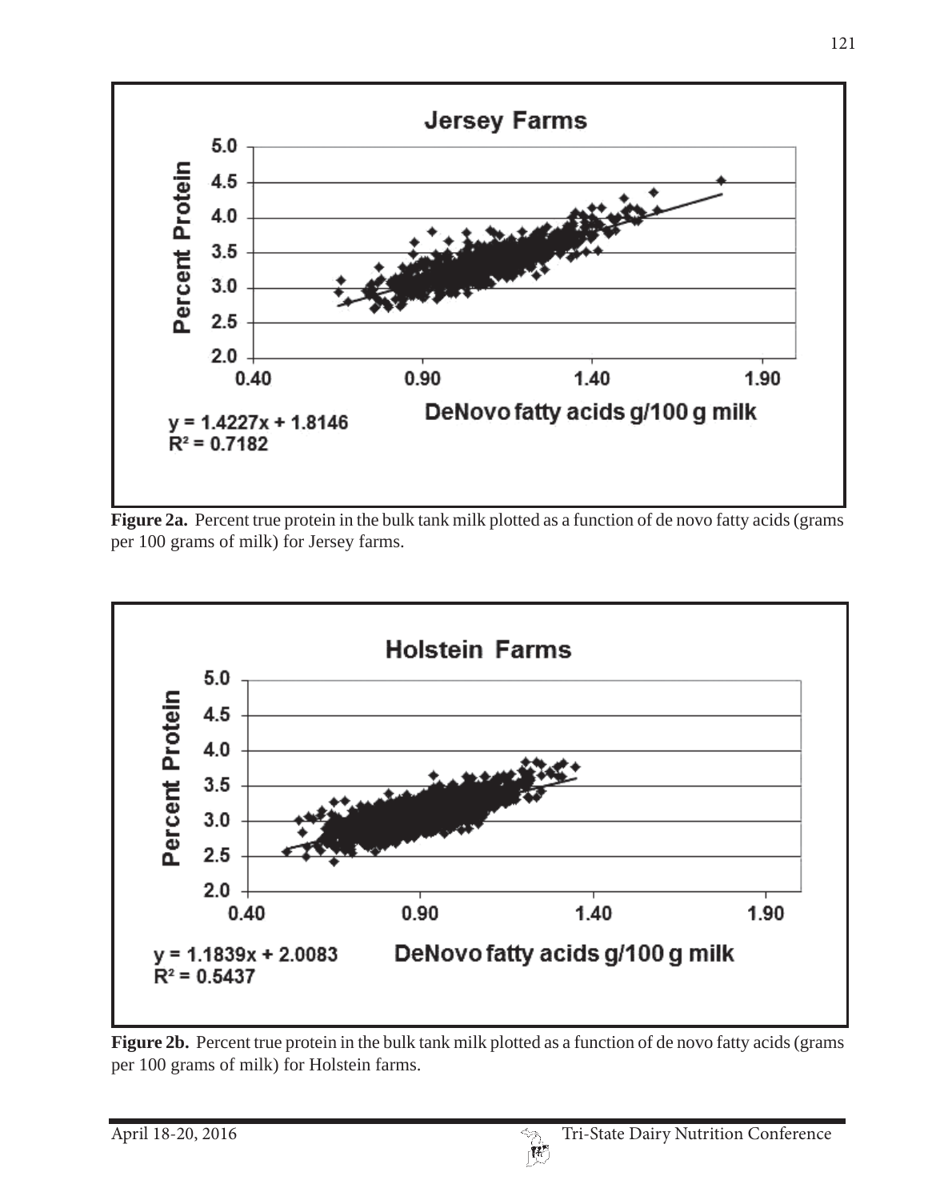Jersey Farms

Percent Protein

5.0
4.5
4.0
3.5
3.0
2.5
2.0

0.40
0.90
1.40
1.90

DeNovo fatty acids g/100 g milk

$y = 1.4227x + 1.8146$
$R^2 = 0.7182$

**Figure 2a.** Percent true protein in the bulk tank milk plotted as a function of de novo fatty acids (grams per 100 grams of milk) for Jersey farms.

Holstein Farms

Percent Protein

5.0
4.5
4.0
3.5
3.0
2.5
2.0

0.40
0.90
1.40
1.90

DeNovo fatty acids g/100 g milk

$y = 1.1839x + 2.0083$
$R^2 = 0.5437$

**Figure 2b.** Percent true protein in the bulk tank milk plotted as a function of de novo fatty acids (grams per 100 grams of milk) for Holstein farms.